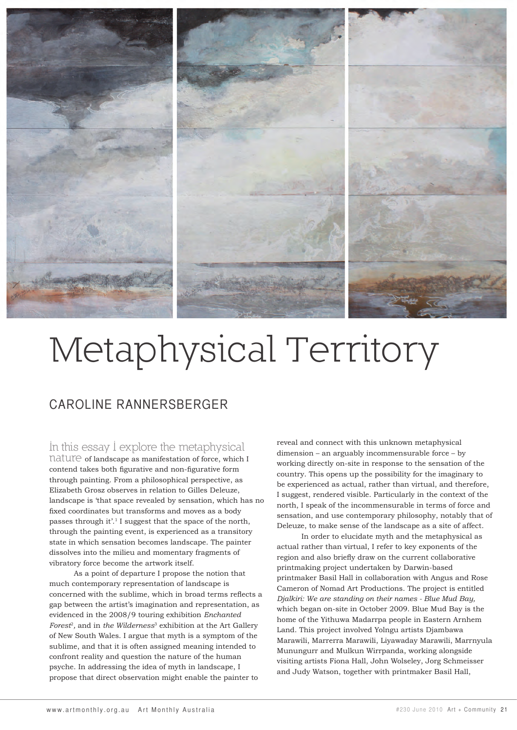# Metaphysical Territory

## CAROLINE RANNERSBERGER

In this essay I explore the metaphysical nature of landscape as manifestation of force, which I contend takes both figurative and non-figurative form through painting. From a philosophical perspective, as Elizabeth Grosz observes in relation to Gilles Deleuze, landscape is 'that space revealed by sensation, which has no fixed coordinates but transforms and moves as a body passes through it'.[1] I suggest that the space of the north, through the painting event, is experienced as a transitory state in which sensation becomes landscape. The painter dissolves into the milieu and momentary fragments of vibratory force become the artwork itself.

As a point of departure I propose the notion that much contemporary representation of landscape is concerned with the sublime, which in broad terms reflects a gap between the artist's imagination and representation, as evidenced in the 2008/9 touring exhibition *Enchanted Forest*[2], and in *the Wilderness*[3] exhibition at the Art Gallery of New South Wales. I argue that myth is a symptom of the sublime, and that it is often assigned meaning intended to confront reality and question the nature of the human psyche. In addressing the idea of myth in landscape, I propose that direct observation might enable the painter to reveal and connect with this unknown metaphysical dimension – an arguably incommensurable force – by working directly on-site in response to the sensation of the country. This opens up the possibility for the imaginary to be experienced as actual, rather than virtual, and therefore, I suggest, rendered visible. Particularly in the context of the north, I speak of the incommensurable in terms of force and sensation, and use contemporary philosophy, notably that of Deleuze, to make sense of the landscape as a site of affect.

In order to elucidate myth and the metaphysical as actual rather than virtual, I refer to key exponents of the region and also briefly draw on the current collaborative printmaking project undertaken by Darwin-based printmaker Basil Hall in collaboration with Angus and Rose Cameron of Nomad Art Productions. The project is entitled *Djalkiri: We are standing on their names - Blue Mud Bay,* which began on-site in October 2009. Blue Mud Bay is the home of the Yithuwa Madarrpa people in Eastern Arnhem Land. This project involved Yolngu artists Djambawa Marawili, Marrerra Marawili, Liyawaday Marawili, Marrnyula Munungurr and Mulkun Wirrpanda, working alongside visiting artists Fiona Hall, John Wolseley, Jorg Schmeisser and Judy Watson, together with printmaker Basil Hall,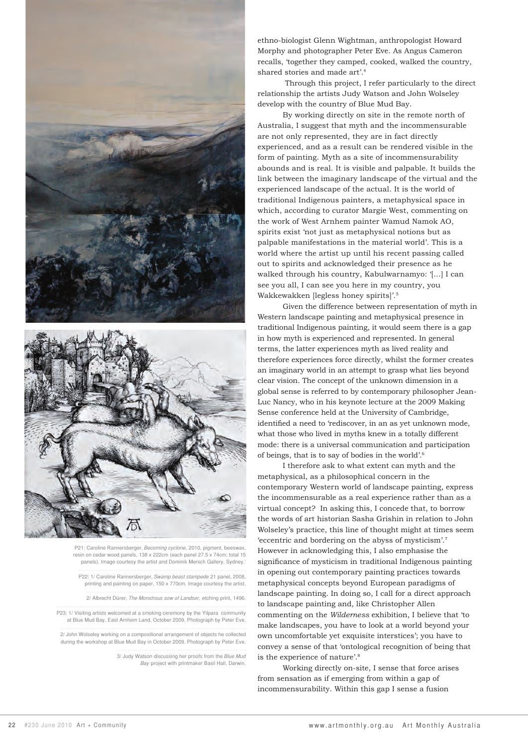ethno-biologist Glenn Wightman, anthropologist Howard Morphy and photographer Peter Eve. As Angus Cameron recalls, 'together they camped, cooked, walked the country, shared stories and made art'.[4]

Through this project, I refer particularly to the direct relationship the artists Judy Watson and John Wolseley develop with the country of Blue Mud Bay.

By working directly on site in the remote north of Australia, I suggest that myth and the incommensurable are not only represented, they are in fact directly experienced, and as a result can be rendered visible in the form of painting. Myth as a site of incommensurability abounds and is real. It is visible and palpable. It builds the link between the imaginary landscape of the virtual and the experienced landscape of the actual. It is the world of traditional Indigenous painters, a metaphysical space in which, according to curator Margie West, commenting on the work of West Arnhem painter Wamud Namok AO, spirits exist 'not just as metaphysical notions but as palpable manifestations in the material world'. This is a world where the artist up until his recent passing called out to spirits and acknowledged their presence as he walked through his country, Kabulwarnamyo: '[...] I can see you all, I can see you here in my country, you Wakkewakken [legless honey spirits]'.[5]

Given the difference between representation of myth in Western landscape painting and metaphysical presence in traditional Indigenous painting, it would seem there is a gap in how myth is experienced and represented. In general terms, the latter experiences myth as lived reality and therefore experiences force directly, whilst the former creates an imaginary world in an attempt to grasp what lies beyond clear vision. The concept of the unknown dimension in a global sense is referred to by contemporary philosopher Jean-Luc Nancy, who in his keynote lecture at the 2009 Making Sense conference held at the University of Cambridge, identified a need to 'rediscover, in an as yet unknown mode, what those who lived in myths knew in a totally different mode: there is a universal communication and participation of beings, that is to say of bodies in the world'.[6]

I therefore ask to what extent can myth and the metaphysical, as a philosophical concern in the contemporary Western world of landscape painting, express the incommensurable as a real experience rather than as a virtual concept? In asking this, I concede that, to borrow the words of art historian Sasha Grishin in relation to John Wolseley's practice, this line of thought might at times seem 'eccentric and bordering on the abyss of mysticism'.[7] However in acknowledging this, I also emphasise the significance of mysticism in traditional Indigenous painting in opening out contemporary painting practices towards metaphysical concepts beyond European paradigms of landscape painting. In doing so, I call for a direct approach to landscape painting and, like Christopher Allen commenting on the *Wilderness* exhibition, I believe that 'to make landscapes, you have to look at a world beyond your own uncomfortable yet exquisite interstices'; you have to convey a sense of that 'ontological recognition of being that is the experience of nature'.[8]

Working directly on-site, I sense that force arises from sensation as if emerging from within a gap of incommensurability. Within this gap I sense a fusion

P21: Caroline Rannersberger, *Becoming cyclone*, 2010, pigment, beeswax, resin on cedar wood panels, 138 x 222cm (each panel 27.5 x 74cm; total 15 panels). Image courtesy the artist and Dominik Mersch Gallery, Sydney.

P22: 1/ Caroline Rannersberger, *Swamp beast stampede* 21 panel, 2008, printing and painting on paper, 150 x 770cm. Image courtesy the artist.

2/ Albrecht Dürer, *The Monstrous sow of Landser,* etching print, 1496.

P23: 1/ Visiting artists welcomed at a smoking ceremony by the Yilpara community at Blue Mud Bay, East Arnhem Land, October 2009. Photograph by Peter Eve.

2/ John Wolseley working on a compositional arrangement of objects he collected during the workshop at Blue Mud Bay in October 2009. Photograph by Peter Eve.

3/ Judy Watson discussing her proofs from the *Blue Mud Bay* project with printmaker Basil Hall, Darwin.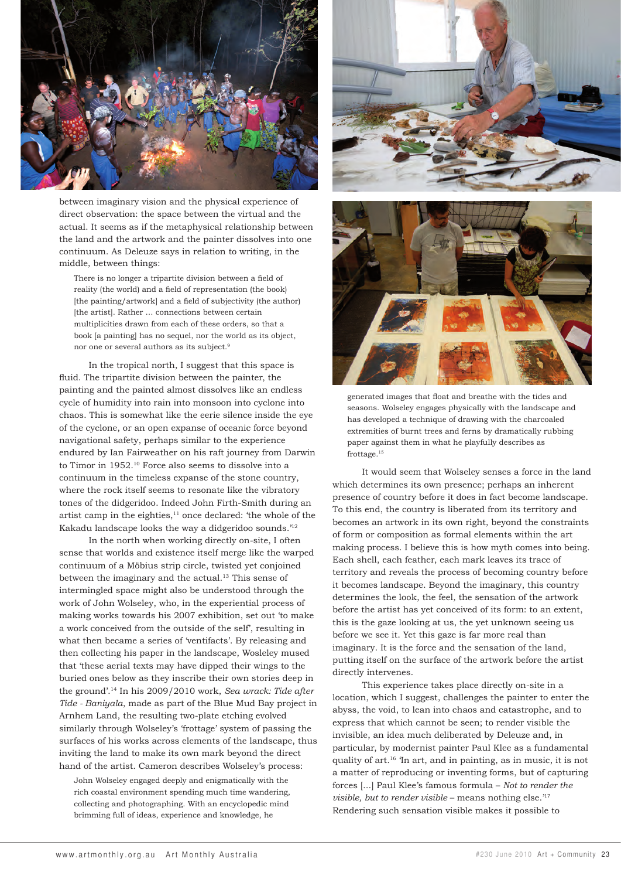between imaginary vision and the physical experience of direct observation: the space between the virtual and the actual. It seems as if the metaphysical relationship between the land and the artwork and the painter dissolves into one continuum. As Deleuze says in relation to writing, in the middle, between things:

> There is no longer a tripartite division between a field of reality (the world) and a field of representation (the book) [the painting/artwork] and a field of subjectivity (the author) [the artist]. Rather … connections between certain multiplicities drawn from each of these orders, so that a book [a painting] has no sequel, nor the world as its object, nor one or several authors as its subject.[9]

In the tropical north, I suggest that this space is fluid. The tripartite division between the painter, the painting and the painted almost dissolves like an endless cycle of humidity into rain into monsoon into cyclone into chaos. This is somewhat like the eerie silence inside the eye of the cyclone, or an open expanse of oceanic force beyond navigational safety, perhaps similar to the experience endured by Ian Fairweather on his raft journey from Darwin to Timor in 1952.[10] Force also seems to dissolve into a continuum in the timeless expanse of the stone country, where the rock itself seems to resonate like the vibratory tones of the didgeridoo. Indeed John Firth-Smith during an artist camp in the eighties,[11] once declared: 'the whole of the Kakadu landscape looks the way a didgeridoo sounds.'[12]

In the north when working directly on-site, I often sense that worlds and existence itself merge like the warped continuum of a Möbius strip circle, twisted yet conjoined between the imaginary and the actual.[13] This sense of intermingled space might also be understood through the work of John Wolseley, who, in the experiential process of making works towards his 2007 exhibition, set out 'to make a work conceived from the outside of the self', resulting in what then became a series of 'ventifacts'. By releasing and then collecting his paper in the landscape, Wosleley mused that 'these aerial texts may have dipped their wings to the buried ones below as they inscribe their own stories deep in the ground'.[14] In his 2009/2010 work, *Sea wrack: Tide after Tide - Baniyala*, made as part of the Blue Mud Bay project in Arnhem Land, the resulting two-plate etching evolved similarly through Wolseley's 'frottage' system of passing the surfaces of his works across elements of the landscape, thus inviting the land to make its own mark beyond the direct hand of the artist. Cameron describes Wolseley's process:

> John Wolseley engaged deeply and enigmatically with the rich coastal environment spending much time wandering, collecting and photographing. With an encyclopedic mind brimming full of ideas, experience and knowledge, he generated images that float and breathe with the tides and seasons. Wolseley engages physically with the landscape and has developed a technique of drawing with the charcoaled extremities of burnt trees and ferns by dramatically rubbing paper against them in what he playfully describes as frottage.[15]

It would seem that Wolseley senses a force in the land which determines its own presence; perhaps an inherent presence of country before it does in fact become landscape. To this end, the country is liberated from its territory and becomes an artwork in its own right, beyond the constraints of form or composition as formal elements within the art making process. I believe this is how myth comes into being. Each shell, each feather, each mark leaves its trace of territory and reveals the process of becoming country before it becomes landscape. Beyond the imaginary, this country determines the look, the feel, the sensation of the artwork before the artist has yet conceived of its form: to an extent, this is the gaze looking at us, the yet unknown seeing us before we see it. Yet this gaze is far more real than imaginary. It is the force and the sensation of the land, putting itself on the surface of the artwork before the artist directly intervenes.

This experience takes place directly on-site in a location, which I suggest, challenges the painter to enter the abyss, the void, to lean into chaos and catastrophe, and to express that which cannot be seen; to render visible the invisible, an idea much deliberated by Deleuze and, in particular, by modernist painter Paul Klee as a fundamental quality of art.[16] 'In art, and in painting, as in music, it is not a matter of reproducing or inventing forms, but of capturing forces [...] Paul Klee's famous formula – *Not to render the visible, but to render visible* – means nothing else.'[17] Rendering such sensation visible makes it possible to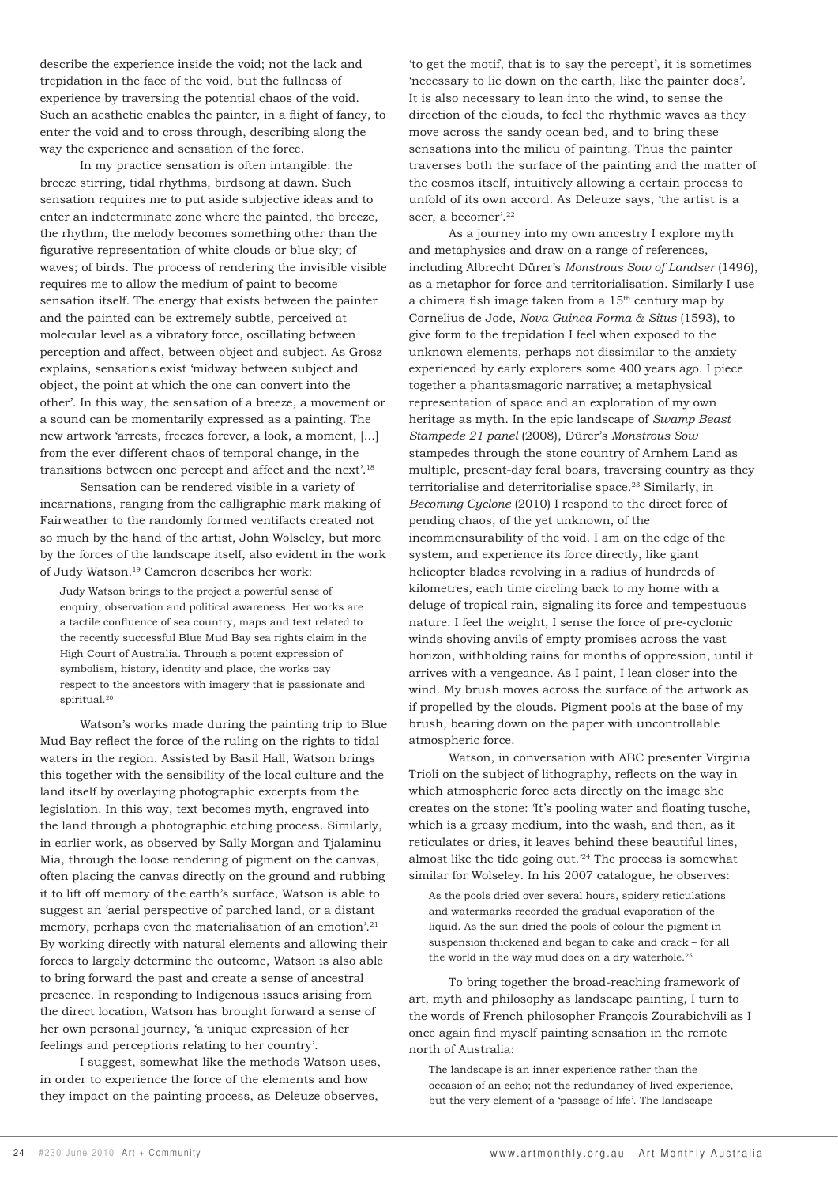describe the experience inside the void; not the lack and trepidation in the face of the void, but the fullness of experience by traversing the potential chaos of the void. Such an aesthetic enables the painter, in a flight of fancy, to enter the void and to cross through, describing along the way the experience and sensation of the force.

In my practice sensation is often intangible: the breeze stirring, tidal rhythms, birdsong at dawn. Such sensation requires me to put aside subjective ideas and to enter an indeterminate zone where the painted, the breeze, the rhythm, the melody becomes something other than the figurative representation of white clouds or blue sky; of waves; of birds. The process of rendering the invisible visible requires me to allow the medium of paint to become sensation itself. The energy that exists between the painter and the painted can be extremely subtle, perceived at molecular level as a vibratory force, oscillating between perception and affect, between object and subject. As Grosz explains, sensations exist 'midway between subject and object, the point at which the one can convert into the other'. In this way, the sensation of a breeze, a movement or a sound can be momentarily expressed as a painting. The new artwork 'arrests, freezes forever, a look, a moment, [...] from the ever different chaos of temporal change, in the transitions between one percept and affect and the next'.[18]

Sensation can be rendered visible in a variety of incarnations, ranging from the calligraphic mark making of Fairweather to the randomly formed ventifacts created not so much by the hand of the artist, John Wolseley, but more by the forces of the landscape itself, also evident in the work of Judy Watson.[19] Cameron describes her work:

> Judy Watson brings to the project a powerful sense of enquiry, observation and political awareness. Her works are a tactile confluence of sea country, maps and text related to the recently successful Blue Mud Bay sea rights claim in the High Court of Australia. Through a potent expression of symbolism, history, identity and place, the works pay respect to the ancestors with imagery that is passionate and spiritual.[20]

Watson's works made during the painting trip to Blue Mud Bay reflect the force of the ruling on the rights to tidal waters in the region. Assisted by Basil Hall, Watson brings this together with the sensibility of the local culture and the land itself by overlaying photographic excerpts from the legislation. In this way, text becomes myth, engraved into the land through a photographic etching process. Similarly, in earlier work, as observed by Sally Morgan and Tjalaminu Mia, through the loose rendering of pigment on the canvas, often placing the canvas directly on the ground and rubbing it to lift off memory of the earth's surface, Watson is able to suggest an 'aerial perspective of parched land, or a distant memory, perhaps even the materialisation of an emotion'.[21] By working directly with natural elements and allowing their forces to largely determine the outcome, Watson is also able to bring forward the past and create a sense of ancestral presence. In responding to Indigenous issues arising from the direct location, Watson has brought forward a sense of her own personal journey, 'a unique expression of her feelings and perceptions relating to her country'.

I suggest, somewhat like the methods Watson uses, in order to experience the force of the elements and how they impact on the painting process, as Deleuze observes, 'to get the motif, that is to say the percept', it is sometimes 'necessary to lie down on the earth, like the painter does'. It is also necessary to lean into the wind, to sense the direction of the clouds, to feel the rhythmic waves as they move across the sandy ocean bed, and to bring these sensations into the milieu of painting. Thus the painter traverses both the surface of the painting and the matter of the cosmos itself, intuitively allowing a certain process to unfold of its own accord. As Deleuze says, 'the artist is a seer, a becomer'.[22]

As a journey into my own ancestry I explore myth and metaphysics and draw on a range of references, including Albrecht Dürer's *Monstrous Sow of Landser* (1496), as a metaphor for force and territorialisation. Similarly I use a chimera fish image taken from a 15th century map by Cornelius de Jode, *Nova Guinea Forma & Situs* (1593), to give form to the trepidation I feel when exposed to the unknown elements, perhaps not dissimilar to the anxiety experienced by early explorers some 400 years ago. I piece together a phantasmagoric narrative; a metaphysical representation of space and an exploration of my own heritage as myth. In the epic landscape of *Swamp Beast Stampede 21 panel* (2008), Dürer's *Monstrous Sow* stampedes through the stone country of Arnhem Land as multiple, present-day feral boars, traversing country as they territorialise and deterritorialise space.[23] Similarly, in *Becoming Cyclone* (2010) I respond to the direct force of pending chaos, of the yet unknown, of the incommensurability of the void. I am on the edge of the system, and experience its force directly, like giant helicopter blades revolving in a radius of hundreds of kilometres, each time circling back to my home with a deluge of tropical rain, signaling its force and tempestuous nature. I feel the weight, I sense the force of pre-cyclonic winds shoving anvils of empty promises across the vast horizon, withholding rains for months of oppression, until it arrives with a vengeance. As I paint, I lean closer into the wind. My brush moves across the surface of the artwork as if propelled by the clouds. Pigment pools at the base of my brush, bearing down on the paper with uncontrollable atmospheric force.

Watson, in conversation with ABC presenter Virginia Trioli on the subject of lithography, reflects on the way in which atmospheric force acts directly on the image she creates on the stone: 'It's pooling water and floating tusche, which is a greasy medium, into the wash, and then, as it reticulates or dries, it leaves behind these beautiful lines, almost like the tide going out.'[24] The process is somewhat similar for Wolseley. In his 2007 catalogue, he observes:

> As the pools dried over several hours, spidery reticulations and watermarks recorded the gradual evaporation of the liquid. As the sun dried the pools of colour the pigment in suspension thickened and began to cake and crack – for all the world in the way mud does on a dry waterhole.[25]

To bring together the broad-reaching framework of art, myth and philosophy as landscape painting, I turn to the words of French philosopher François Zourabichvili as I once again find myself painting sensation in the remote north of Australia:

> The landscape is an inner experience rather than the occasion of an echo; not the redundancy of lived experience, but the very element of a 'passage of life'. The landscape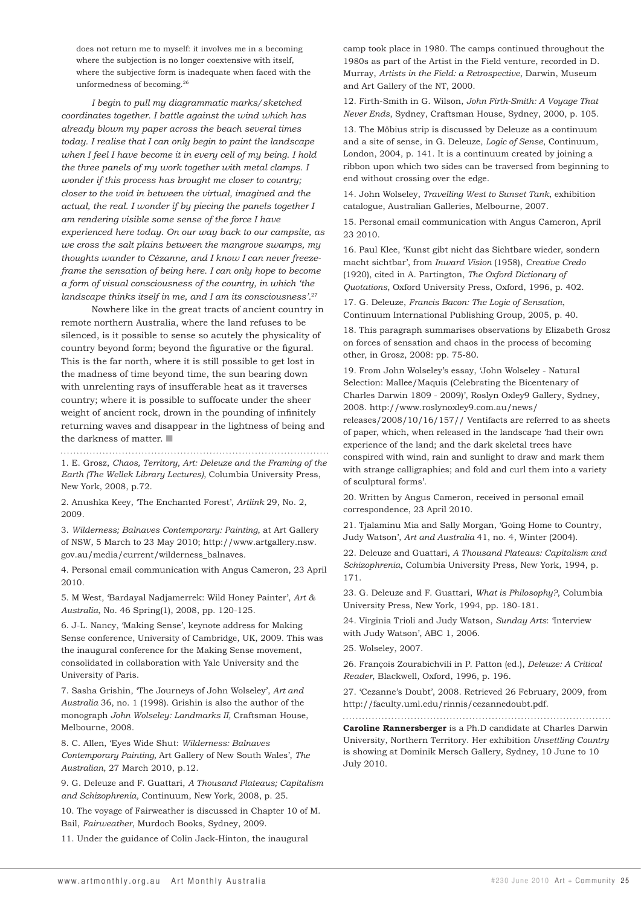does not return me to myself: it involves me in a becoming where the subjection is no longer coextensive with itself, where the subjective form is inadequate when faced with the unformedness of becoming.[26]

*I begin to pull my diagrammatic marks/sketched coordinates together. I battle against the wind which has already blown my paper across the beach several times today. I realise that I can only begin to paint the landscape when I feel I have become it in every cell of my being. I hold the three panels of my work together with metal clamps. I wonder if this process has brought me closer to country; closer to the void in between the virtual, imagined and the actual, the real. I wonder if by piecing the panels together I am rendering visible some sense of the force I have experienced here today. On our way back to our campsite, as we cross the salt plains between the mangrove swamps, my thoughts wander to Cézanne, and I know I can never freeze-frame the sensation of being here. I can only hope to become a form of visual consciousness of the country, in which 'the landscape thinks itself in me, and I am its consciousness'.*[27]

Nowhere like in the great tracts of ancient country in remote northern Australia, where the land refuses to be silenced, is it possible to sense so acutely the physicality of country beyond form; beyond the figurative or the figural. This is the far north, where it is still possible to get lost in the madness of time beyond time, the sun bearing down with unrelenting rays of insufferable heat as it traverses country; where it is possible to suffocate under the sheer weight of ancient rock, drown in the pounding of infinitely returning waves and disappear in the lightness of being and the darkness of matter. ■

---

1. E. Grosz, *Chaos, Territory, Art: Deleuze and the Framing of the Earth (The Wellek Library Lectures)*, Columbia University Press, New York, 2008, p.72.

2. Anushka Keey, 'The Enchanted Forest', *Artlink* 29, No. 2, 2009.

3. *Wilderness; Balnaves Contemporary: Painting*, at Art Gallery of NSW, 5 March to 23 May 2010; http://www.artgallery.nsw.gov.au/media/current/wilderness_balnaves.

4. Personal email communication with Angus Cameron, 23 April 2010.

5. M West, 'Bardayal Nadjamerrek: Wild Honey Painter', *Art & Australia*, No. 46 Spring(1), 2008, pp. 120-125.

6. J-L. Nancy, 'Making Sense', keynote address for Making Sense conference, University of Cambridge, UK, 2009. This was the inaugural conference for the Making Sense movement, consolidated in collaboration with Yale University and the University of Paris.

7. Sasha Grishin, 'The Journeys of John Wolseley', *Art and Australia* 36, no. 1 (1998). Grishin is also the author of the monograph *John Wolseley: Landmarks II*, Craftsman House, Melbourne, 2008.

8. C. Allen, 'Eyes Wide Shut: *Wilderness: Balnaves Contemporary Painting*, Art Gallery of New South Wales', *The Australian*, 27 March 2010, p.12.

9. G. Deleuze and F. Guattari, *A Thousand Plateaus; Capitalism and Schizophrenia*, Continuum, New York, 2008, p. 25.

10. The voyage of Fairweather is discussed in Chapter 10 of M. Bail, *Fairweather*, Murdoch Books, Sydney, 2009.

11. Under the guidance of Colin Jack-Hinton, the inaugural camp took place in 1980. The camps continued throughout the 1980s as part of the Artist in the Field venture, recorded in D. Murray, *Artists in the Field: a Retrospective*, Darwin, Museum and Art Gallery of the NT, 2000.

12. Firth-Smith in G. Wilson, *John Firth-Smith: A Voyage That Never Ends*, Sydney, Craftsman House, Sydney, 2000, p. 105.

13. The Möbius strip is discussed by Deleuze as a continuum and a site of sense, in G. Deleuze, *Logic of Sense*, Continuum, London, 2004, p. 141. It is a continuum created by joining a ribbon upon which two sides can be traversed from beginning to end without crossing over the edge.

14. John Wolseley, *Travelling West to Sunset Tank*, exhibition catalogue, Australian Galleries, Melbourne, 2007.

15. Personal email communication with Angus Cameron, April 23 2010.

16. Paul Klee, 'Kunst gibt nicht das Sichtbare wieder, sondern macht sichtbar', from *Inward Vision* (1958), *Creative Credo* (1920), cited in A. Partington, *The Oxford Dictionary of Quotations*, Oxford University Press, Oxford, 1996, p. 402.

17. G. Deleuze, *Francis Bacon: The Logic of Sensation*, Continuum International Publishing Group, 2005, p. 40.

18. This paragraph summarises observations by Elizabeth Grosz on forces of sensation and chaos in the process of becoming other, in Grosz, 2008: pp. 75-80.

19. From John Wolseley's essay, 'John Wolseley - Natural Selection: Mallee/Maquis (Celebrating the Bicentenary of Charles Darwin 1809 - 2009)', Roslyn Oxley9 Gallery, Sydney, 2008. http://www.roslynoxley9.com.au/news/releases/2008/10/16/157// Ventifacts are referred to as sheets of paper, which, when released in the landscape 'had their own experience of the land; and the dark skeletal trees have conspired with wind, rain and sunlight to draw and mark them with strange calligraphies; and fold and curl them into a variety of sculptural forms'.

20. Written by Angus Cameron, received in personal email correspondence, 23 April 2010.

21. Tjalaminu Mia and Sally Morgan, 'Going Home to Country, Judy Watson', *Art and Australia* 41, no. 4, Winter (2004).

22. Deleuze and Guattari, *A Thousand Plateaus: Capitalism and Schizophrenia*, Columbia University Press, New York, 1994, p. 171.

23. G. Deleuze and F. Guattari, *What is Philosophy?*, Columbia University Press, New York, 1994, pp. 180-181.

24. Virginia Trioli and Judy Watson, *Sunday Arts*: 'Interview with Judy Watson', ABC 1, 2006.

25. Wolseley, 2007.

26. François Zourabichvili in P. Patton (ed.), *Deleuze: A Critical Reader*, Blackwell, Oxford, 1996, p. 196.

27. 'Cezanne's Doubt', 2008. Retrieved 26 February, 2009, from http://faculty.uml.edu/rinnis/cezannedoubt.pdf.

---

**Caroline Rannersberger** is a Ph.D candidate at Charles Darwin University, Northern Territory. Her exhibition *Unsettling Country* is showing at Dominik Mersch Gallery, Sydney, 10 June to 10 July 2010.